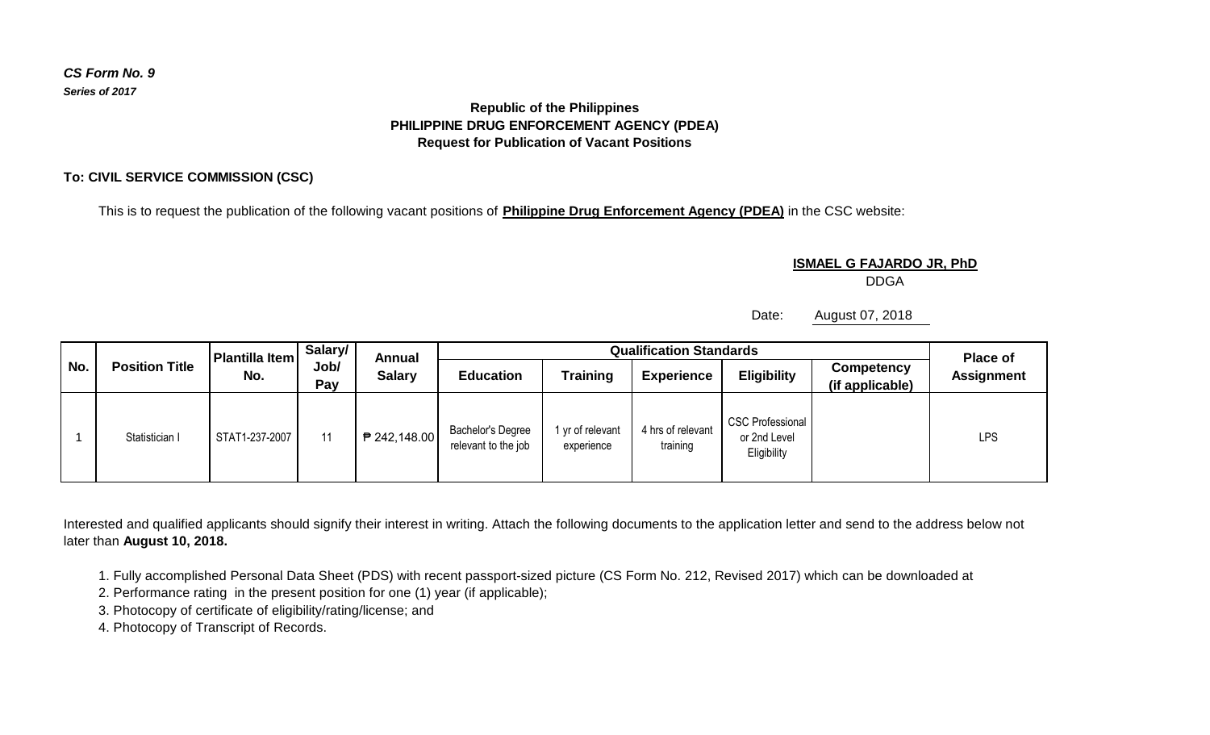***CS Form No. 9***
***Series of 2017***

**Republic of the Philippines**
**PHILIPPINE DRUG ENFORCEMENT AGENCY (PDEA)**
**Request for Publication of Vacant Positions**

**To: CIVIL SERVICE COMMISSION (CSC)**

This is to request the publication of the following vacant positions of **Philippine Drug Enforcement Agency (PDEA)** in the CSC website:

**ISMAEL G FAJARDO JR, PhD**
DDGA

Date: August 07, 2018

| No. | Position Title | Plantilla Item No. | Salary/ Job/ Pay | Annual Salary | Qualification Standards | | | | | Place of Assignment |
|---|---|---|---|---|---|---|---|---|---|---|
| | | | | | Education | Training | Experience | Eligibility | Competency (if applicable) | |
| 1 | Statistician I | STAT1-237-2007 | 11 | ₱ 242,148.00 | Bachelor's Degree relevant to the job | 1 yr of relevant experience | 4 hrs of relevant training | CSC Professional or 2nd Level Eligibility | | LPS |

Interested and qualified applicants should signify their interest in writing. Attach the following documents to the application letter and send to the address below not later than **August 10, 2018.**

1. Fully accomplished Personal Data Sheet (PDS) with recent passport-sized picture (CS Form No. 212, Revised 2017) which can be downloaded at
2. Performance rating in the present position for one (1) year (if applicable);
3. Photocopy of certificate of eligibility/rating/license; and
4. Photocopy of Transcript of Records.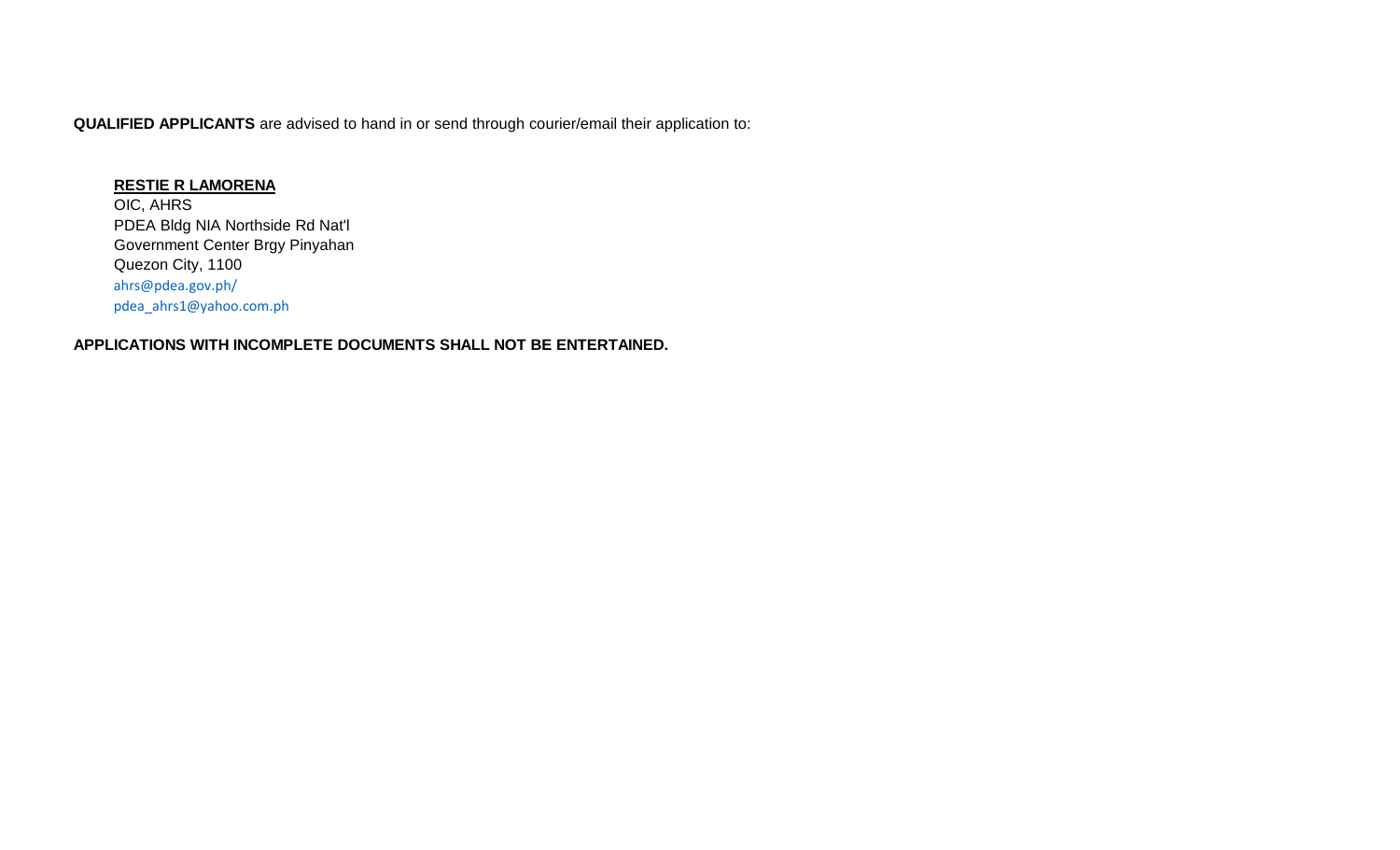**QUALIFIED APPLICANTS** are advised to hand in or send through courier/email their application to:

**<u>RESTIE R LAMORENA</u>**
OIC, AHRS
PDEA Bldg NIA Northside Rd Nat'l
Government Center Brgy Pinyahan
Quezon City, 1100
ahrs@pdea.gov.ph/
pdea_ahrs1@yahoo.com.ph

**APPLICATIONS WITH INCOMPLETE DOCUMENTS SHALL NOT BE ENTERTAINED.**